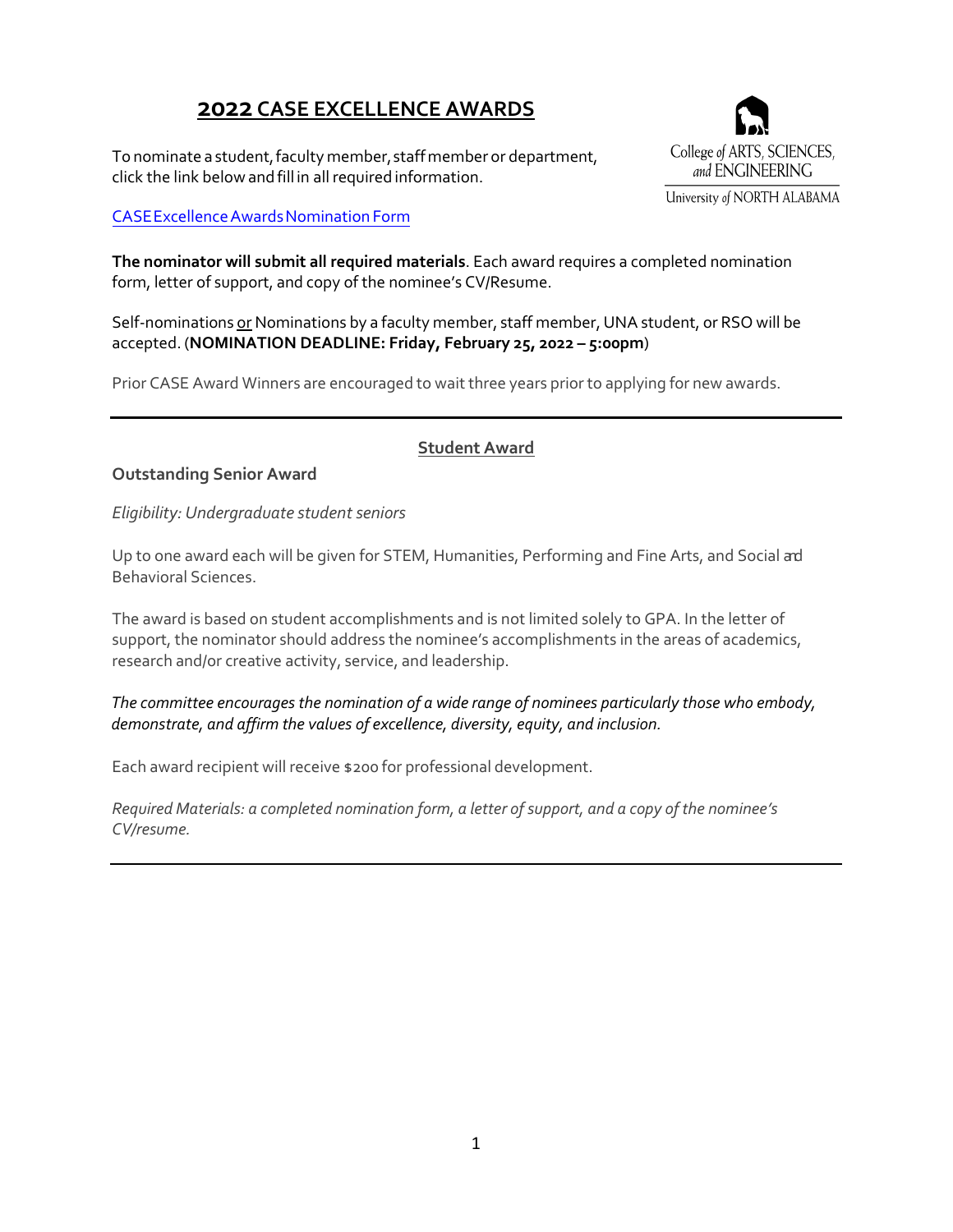# 2022 CASE EXCELLENCE AWARDS

College of ARTS, SCIENCES, and ENGINEERING
University of NORTH ALABAMA

To nominate a student, faculty member, staff member or department, click the link below and fill in all required information.

CASE Excellence Awards Nomination Form

**The nominator will submit all required materials**. Each award requires a completed nomination form, letter of support, and copy of the nominee's CV/Resume.

Self-nominations or Nominations by a faculty member, staff member, UNA student, or RSO will be accepted. (**NOMINATION DEADLINE: Friday, February 25, 2022 – 5:00pm**)

Prior CASE Award Winners are encouraged to wait three years prior to applying for new awards.

---

## Student Award

### Outstanding Senior Award

*Eligibility: Undergraduate student seniors*

Up to one award each will be given for STEM, Humanities, Performing and Fine Arts, and Social and Behavioral Sciences.

The award is based on student accomplishments and is not limited solely to GPA. In the letter of support, the nominator should address the nominee's accomplishments in the areas of academics, research and/or creative activity, service, and leadership.

*The committee encourages the nomination of a wide range of nominees particularly those who embody, demonstrate, and affirm the values of excellence, diversity, equity, and inclusion.*

Each award recipient will receive $200 for professional development.

*Required Materials: a completed nomination form, a letter of support, and a copy of the nominee's CV/resume.*

---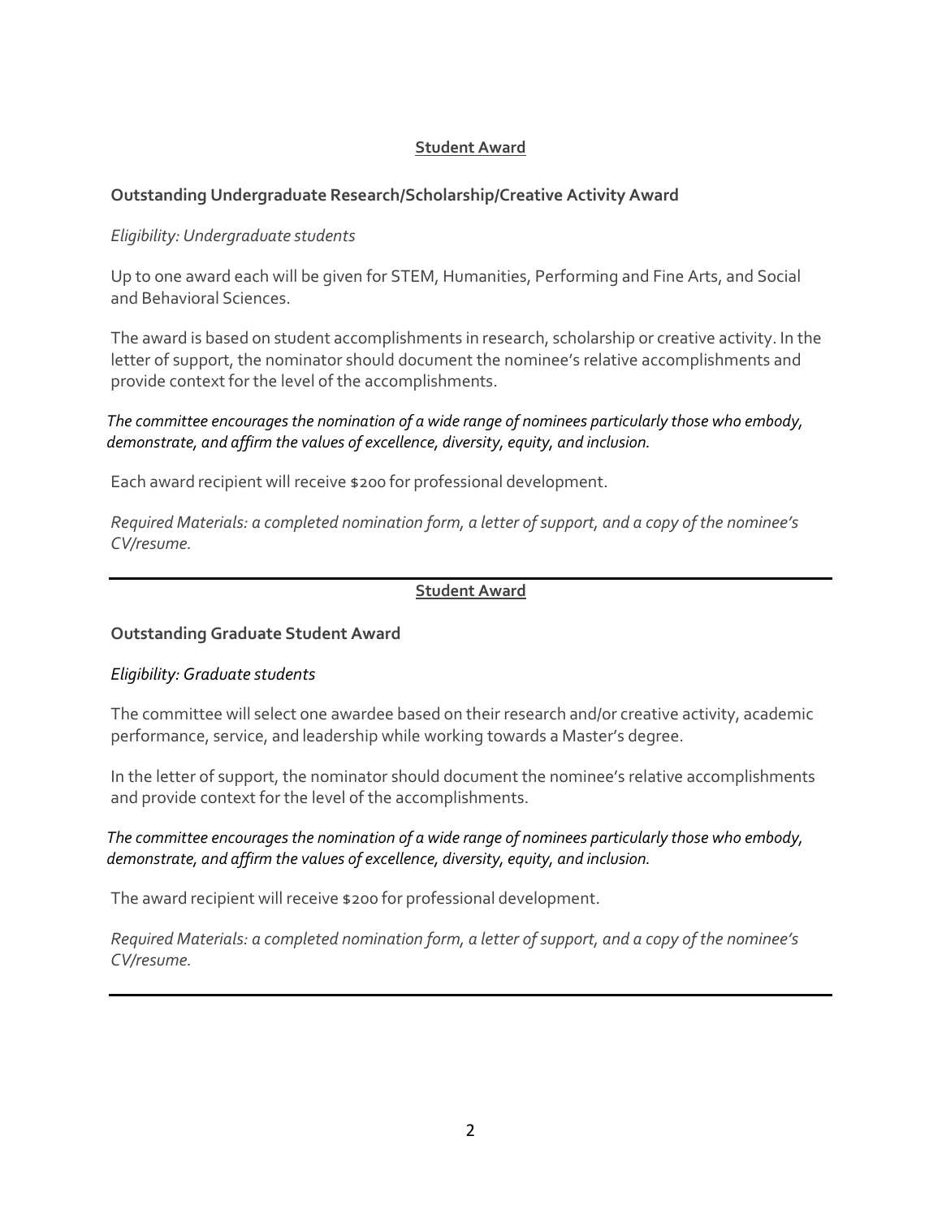**Student Award**

**Outstanding Undergraduate Research/Scholarship/Creative Activity Award**

*Eligibility: Undergraduate students*

Up to one award each will be given for STEM, Humanities, Performing and Fine Arts, and Social and Behavioral Sciences.

The award is based on student accomplishments in research, scholarship or creative activity. In the letter of support, the nominator should document the nominee's relative accomplishments and provide context for the level of the accomplishments.

*The committee encourages the nomination of a wide range of nominees particularly those who embody, demonstrate, and affirm the values of excellence, diversity, equity, and inclusion.*

Each award recipient will receive $200 for professional development.

*Required Materials: a completed nomination form, a letter of support, and a copy of the nominee's CV/resume.*

---

**Student Award**

**Outstanding Graduate Student Award**

*Eligibility: Graduate students*

The committee will select one awardee based on their research and/or creative activity, academic performance, service, and leadership while working towards a Master's degree.

In the letter of support, the nominator should document the nominee's relative accomplishments and provide context for the level of the accomplishments.

*The committee encourages the nomination of a wide range of nominees particularly those who embody, demonstrate, and affirm the values of excellence, diversity, equity, and inclusion.*

The award recipient will receive $200 for professional development.

*Required Materials: a completed nomination form, a letter of support, and a copy of the nominee's CV/resume.*

---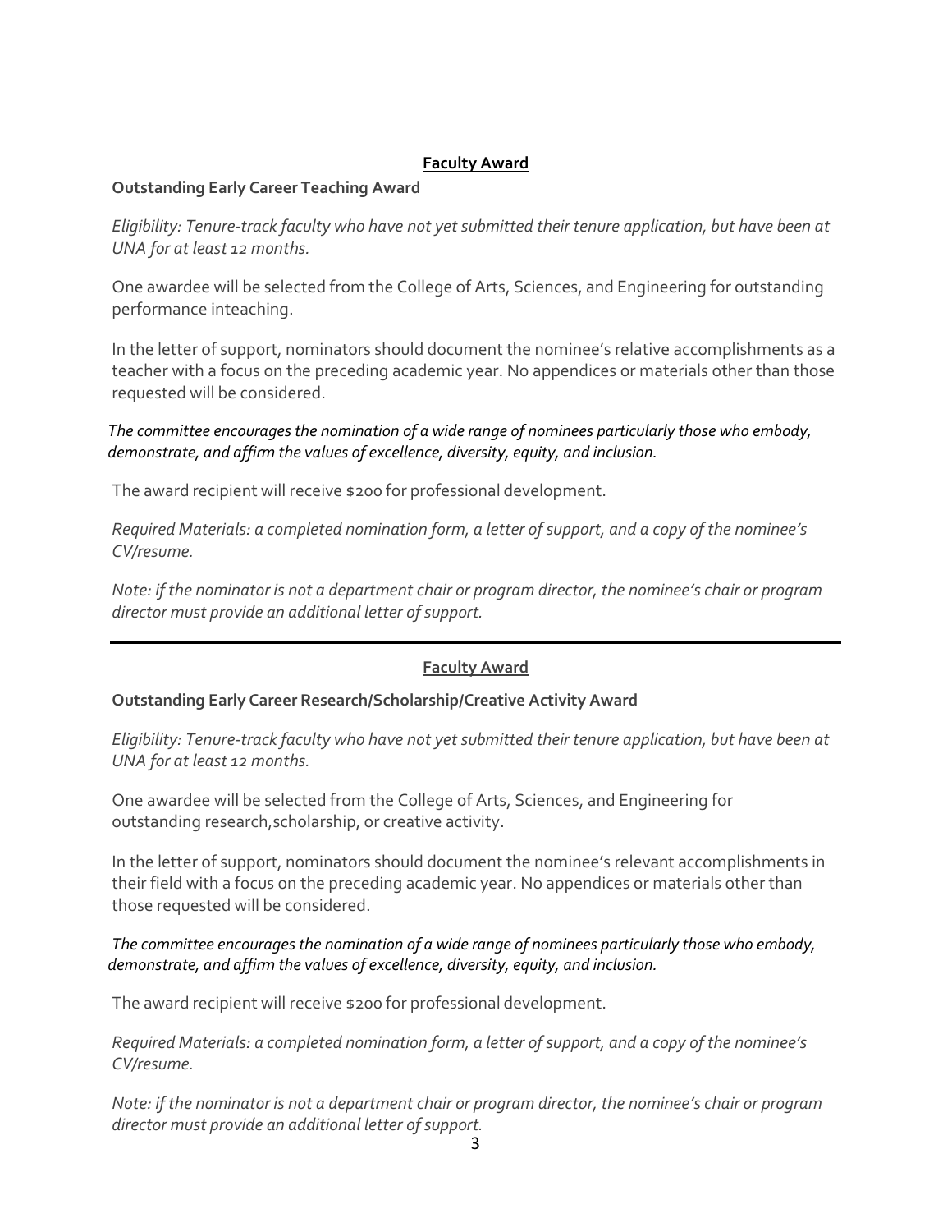## Faculty Award

**Outstanding Early Career Teaching Award**

*Eligibility: Tenure-track faculty who have not yet submitted their tenure application, but have been at UNA for at least 12 months.*

One awardee will be selected from the College of Arts, Sciences, and Engineering for outstanding performance inteaching.

In the letter of support, nominators should document the nominee's relative accomplishments as a teacher with a focus on the preceding academic year. No appendices or materials other than those requested will be considered.

*The committee encourages the nomination of a wide range of nominees particularly those who embody, demonstrate, and affirm the values of excellence, diversity, equity, and inclusion.*

The award recipient will receive $200 for professional development.

*Required Materials: a completed nomination form, a letter of support, and a copy of the nominee's CV/resume.*

*Note: if the nominator is not a department chair or program director, the nominee's chair or program director must provide an additional letter of support.*

---

## Faculty Award

**Outstanding Early Career Research/Scholarship/Creative Activity Award**

*Eligibility: Tenure-track faculty who have not yet submitted their tenure application, but have been at UNA for at least 12 months.*

One awardee will be selected from the College of Arts, Sciences, and Engineering for outstanding research,scholarship, or creative activity.

In the letter of support, nominators should document the nominee's relevant accomplishments in their field with a focus on the preceding academic year. No appendices or materials other than those requested will be considered.

*The committee encourages the nomination of a wide range of nominees particularly those who embody, demonstrate, and affirm the values of excellence, diversity, equity, and inclusion.*

The award recipient will receive $200 for professional development.

*Required Materials: a completed nomination form, a letter of support, and a copy of the nominee's CV/resume.*

*Note: if the nominator is not a department chair or program director, the nominee's chair or program director must provide an additional letter of support.*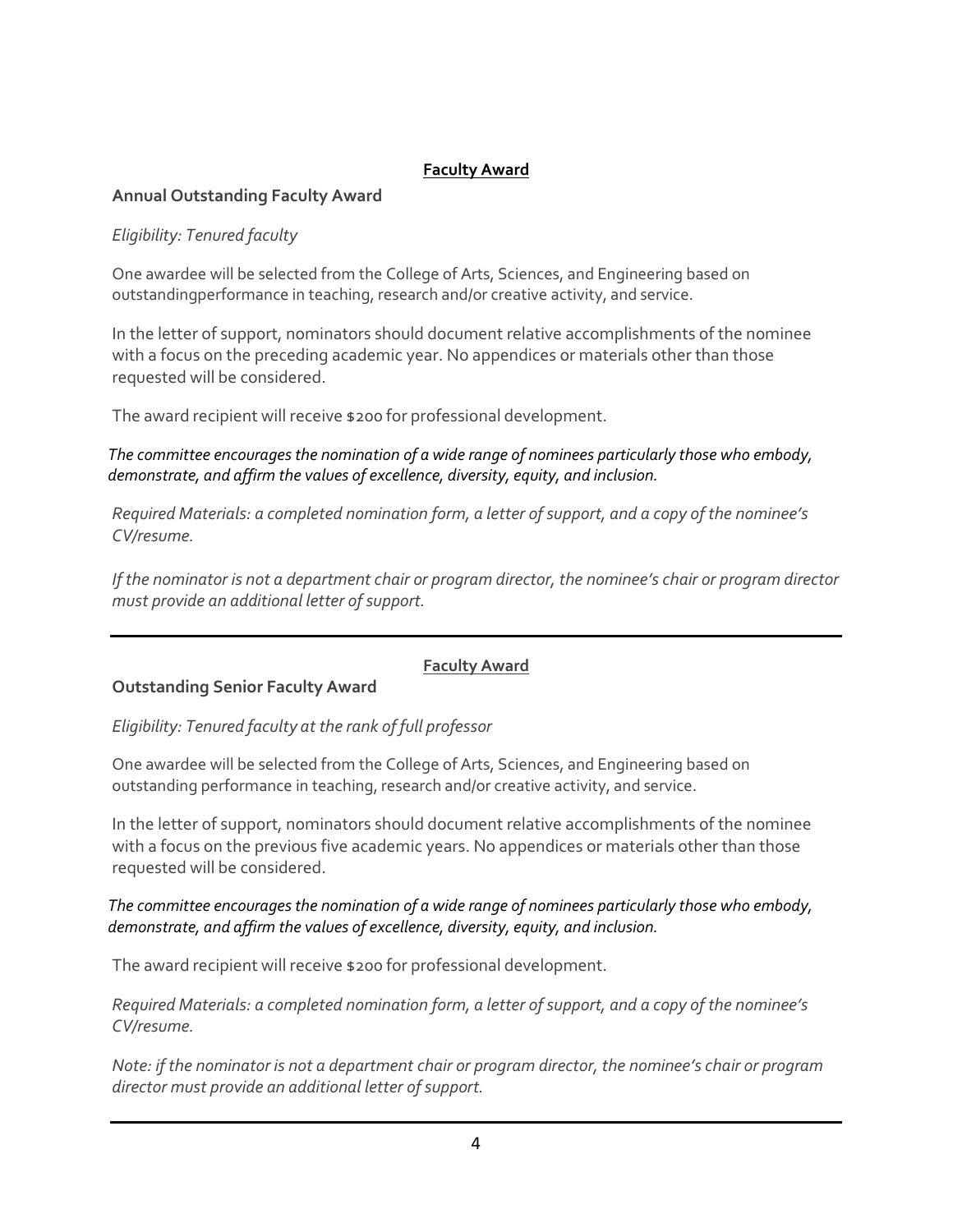**Faculty Award**

**Annual Outstanding Faculty Award**

*Eligibility: Tenured faculty*

One awardee will be selected from the College of Arts, Sciences, and Engineering based on outstandingperformance in teaching, research and/or creative activity, and service.

In the letter of support, nominators should document relative accomplishments of the nominee with a focus on the preceding academic year. No appendices or materials other than those requested will be considered.

The award recipient will receive $200 for professional development.

*The committee encourages the nomination of a wide range of nominees particularly those who embody, demonstrate, and affirm the values of excellence, diversity, equity, and inclusion.*

*Required Materials: a completed nomination form, a letter of support, and a copy of the nominee's CV/resume.*

*If the nominator is not a department chair or program director, the nominee's chair or program director must provide an additional letter of support.*

---

**Faculty Award**

**Outstanding Senior Faculty Award**

*Eligibility: Tenured faculty at the rank of full professor*

One awardee will be selected from the College of Arts, Sciences, and Engineering based on outstanding performance in teaching, research and/or creative activity, and service.

In the letter of support, nominators should document relative accomplishments of the nominee with a focus on the previous five academic years. No appendices or materials other than those requested will be considered.

*The committee encourages the nomination of a wide range of nominees particularly those who embody, demonstrate, and affirm the values of excellence, diversity, equity, and inclusion.*

The award recipient will receive $200 for professional development.

*Required Materials: a completed nomination form, a letter of support, and a copy of the nominee's CV/resume.*

*Note: if the nominator is not a department chair or program director, the nominee's chair or program director must provide an additional letter of support.*

---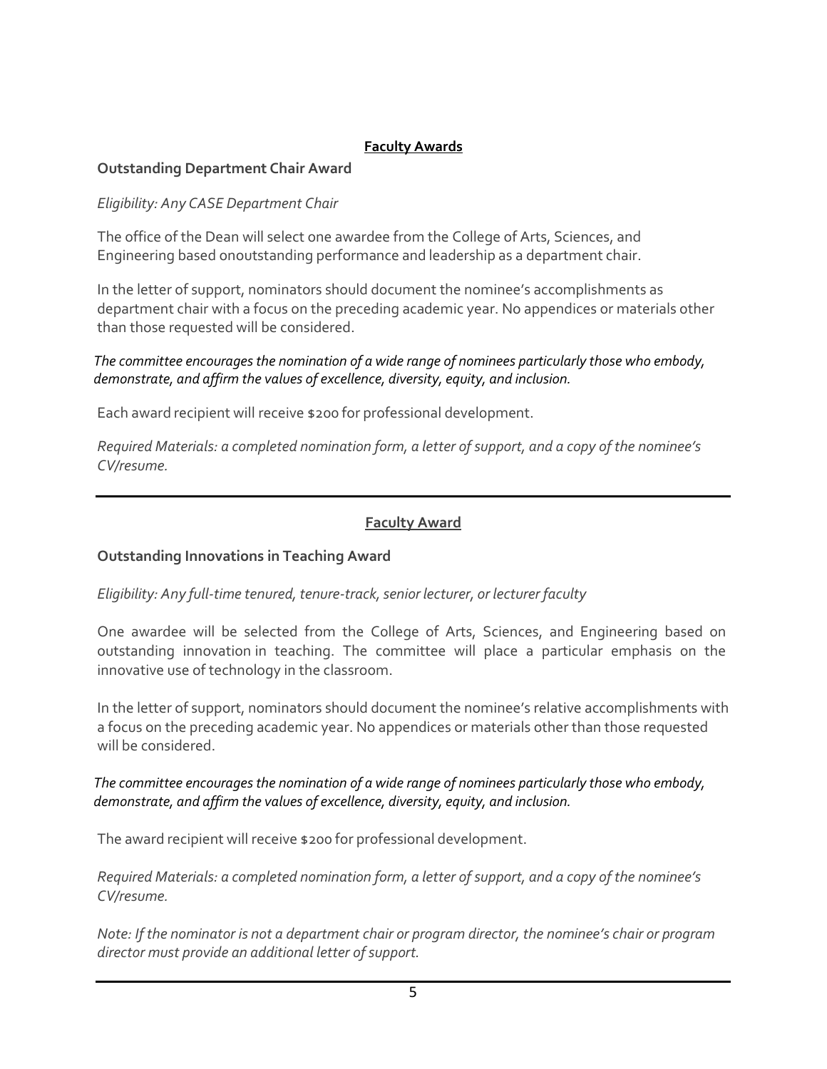## Faculty Awards

### Outstanding Department Chair Award

*Eligibility: Any CASE Department Chair*

The office of the Dean will select one awardee from the College of Arts, Sciences, and Engineering based onoutstanding performance and leadership as a department chair.

In the letter of support, nominators should document the nominee's accomplishments as department chair with a focus on the preceding academic year. No appendices or materials other than those requested will be considered.

*The committee encourages the nomination of a wide range of nominees particularly those who embody, demonstrate, and affirm the values of excellence, diversity, equity, and inclusion.*

Each award recipient will receive $200 for professional development.

*Required Materials: a completed nomination form, a letter of support, and a copy of the nominee's CV/resume.*

---

## Faculty Award

### Outstanding Innovations in Teaching Award

*Eligibility: Any full-time tenured, tenure-track, senior lecturer, or lecturer faculty*

One awardee will be selected from the College of Arts, Sciences, and Engineering based on outstanding innovation in teaching. The committee will place a particular emphasis on the innovative use of technology in the classroom.

In the letter of support, nominators should document the nominee's relative accomplishments with a focus on the preceding academic year. No appendices or materials other than those requested will be considered.

*The committee encourages the nomination of a wide range of nominees particularly those who embody, demonstrate, and affirm the values of excellence, diversity, equity, and inclusion.*

The award recipient will receive $200 for professional development.

*Required Materials: a completed nomination form, a letter of support, and a copy of the nominee's CV/resume.*

*Note: If the nominator is not a department chair or program director, the nominee's chair or program director must provide an additional letter of support.*

---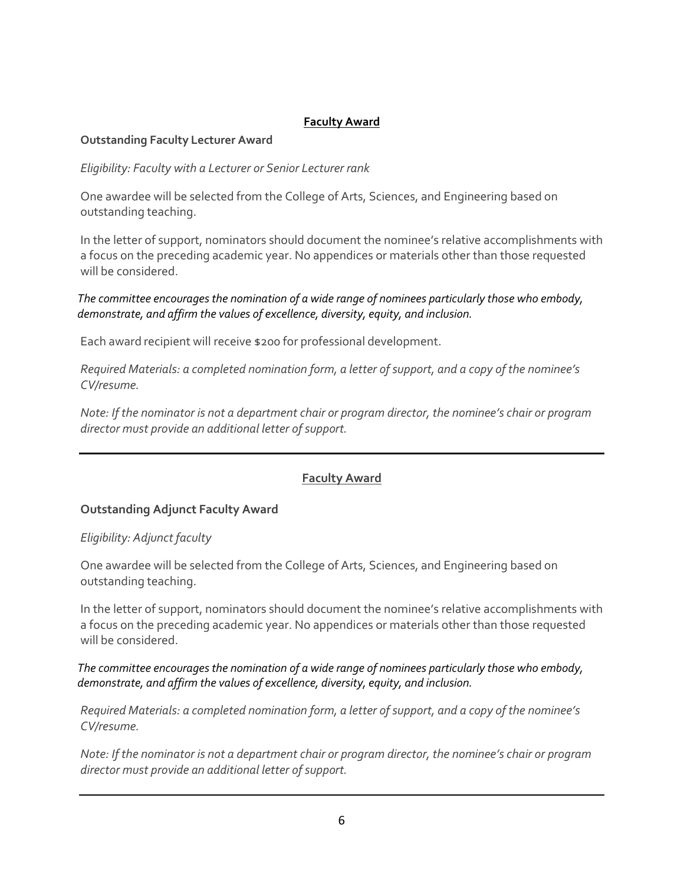## **Faculty Award**

**Outstanding Faculty Lecturer Award**

*Eligibility: Faculty with a Lecturer or Senior Lecturer rank*

One awardee will be selected from the College of Arts, Sciences, and Engineering based on outstanding teaching.

In the letter of support, nominators should document the nominee's relative accomplishments with a focus on the preceding academic year. No appendices or materials other than those requested will be considered.

*The committee encourages the nomination of a wide range of nominees particularly those who embody, demonstrate, and affirm the values of excellence, diversity, equity, and inclusion.*

Each award recipient will receive $200 for professional development.

*Required Materials: a completed nomination form, a letter of support, and a copy of the nominee's CV/resume.*

*Note: If the nominator is not a department chair or program director, the nominee's chair or program director must provide an additional letter of support.*

---

## **Faculty Award**

**Outstanding Adjunct Faculty Award**

*Eligibility: Adjunct faculty*

One awardee will be selected from the College of Arts, Sciences, and Engineering based on outstanding teaching.

In the letter of support, nominators should document the nominee's relative accomplishments with a focus on the preceding academic year. No appendices or materials other than those requested will be considered.

*The committee encourages the nomination of a wide range of nominees particularly those who embody, demonstrate, and affirm the values of excellence, diversity, equity, and inclusion.*

*Required Materials: a completed nomination form, a letter of support, and a copy of the nominee's CV/resume.*

*Note: If the nominator is not a department chair or program director, the nominee's chair or program director must provide an additional letter of support.*

---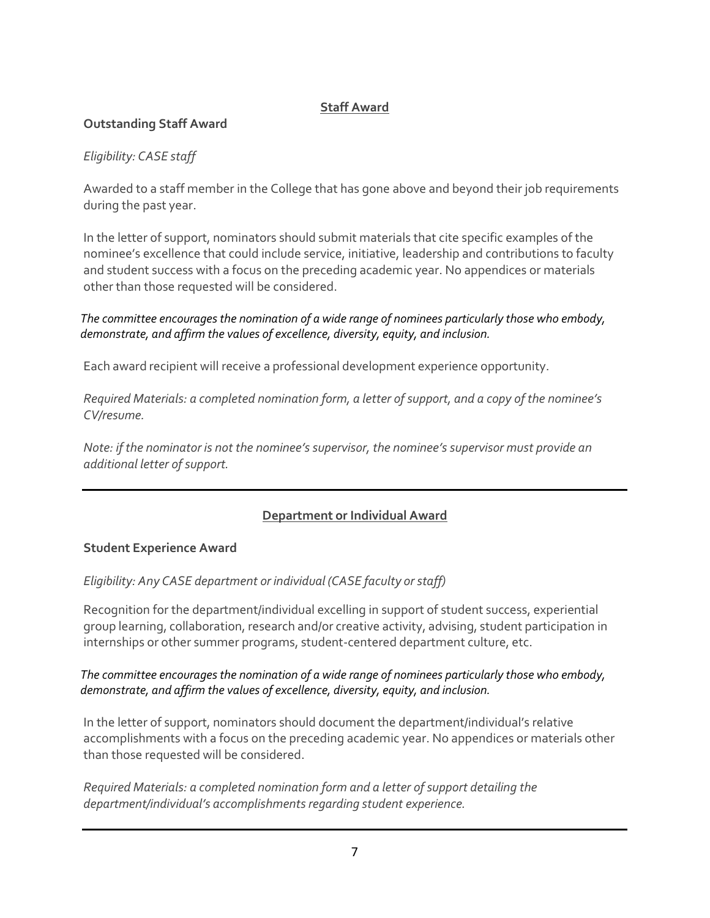## Staff Award

### Outstanding Staff Award

*Eligibility: CASE staff*

Awarded to a staff member in the College that has gone above and beyond their job requirements during the past year.

In the letter of support, nominators should submit materials that cite specific examples of the nominee's excellence that could include service, initiative, leadership and contributions to faculty and student success with a focus on the preceding academic year. No appendices or materials other than those requested will be considered.

*The committee encourages the nomination of a wide range of nominees particularly those who embody, demonstrate, and affirm the values of excellence, diversity, equity, and inclusion.*

Each award recipient will receive a professional development experience opportunity.

*Required Materials: a completed nomination form, a letter of support, and a copy of the nominee's CV/resume.*

*Note: if the nominator is not the nominee's supervisor, the nominee's supervisor must provide an additional letter of support.*

---

## Department or Individual Award

### Student Experience Award

*Eligibility: Any CASE department or individual (CASE faculty or staff)*

Recognition for the department/individual excelling in support of student success, experiential group learning, collaboration, research and/or creative activity, advising, student participation in internships or other summer programs, student-centered department culture, etc.

*The committee encourages the nomination of a wide range of nominees particularly those who embody, demonstrate, and affirm the values of excellence, diversity, equity, and inclusion.*

In the letter of support, nominators should document the department/individual's relative accomplishments with a focus on the preceding academic year. No appendices or materials other than those requested will be considered.

*Required Materials: a completed nomination form and a letter of support detailing the department/individual's accomplishments regarding student experience.*

---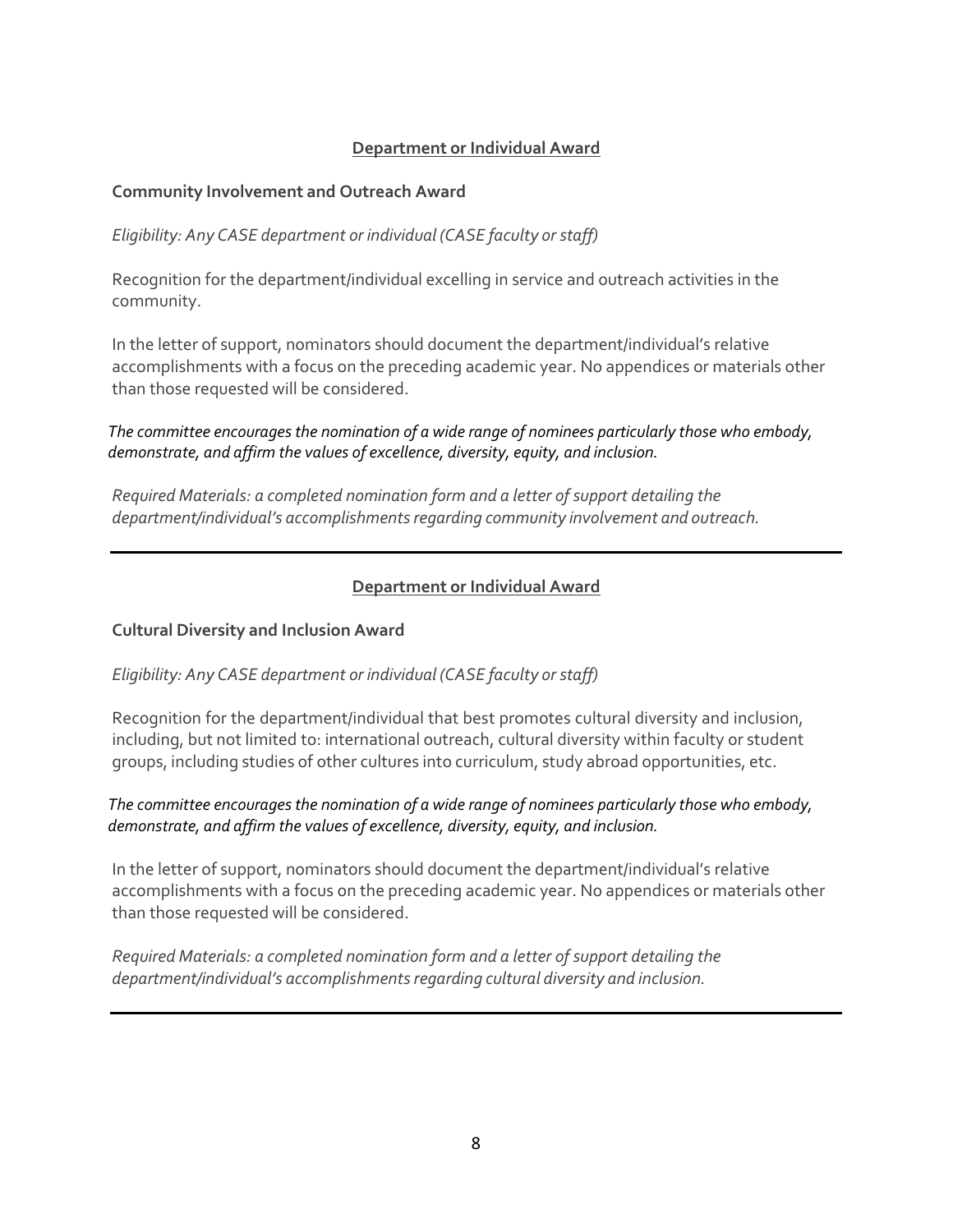## Department or Individual Award

**Community Involvement and Outreach Award**

*Eligibility: Any CASE department or individual (CASE faculty or staff)*

Recognition for the department/individual excelling in service and outreach activities in the community.

In the letter of support, nominators should document the department/individual's relative accomplishments with a focus on the preceding academic year. No appendices or materials other than those requested will be considered.

*The committee encourages the nomination of a wide range of nominees particularly those who embody, demonstrate, and affirm the values of excellence, diversity, equity, and inclusion.*

*Required Materials: a completed nomination form and a letter of support detailing the department/individual's accomplishments regarding community involvement and outreach.*

---

## Department or Individual Award

**Cultural Diversity and Inclusion Award**

*Eligibility: Any CASE department or individual (CASE faculty or staff)*

Recognition for the department/individual that best promotes cultural diversity and inclusion, including, but not limited to: international outreach, cultural diversity within faculty or student groups, including studies of other cultures into curriculum, study abroad opportunities, etc.

*The committee encourages the nomination of a wide range of nominees particularly those who embody, demonstrate, and affirm the values of excellence, diversity, equity, and inclusion.*

In the letter of support, nominators should document the department/individual's relative accomplishments with a focus on the preceding academic year. No appendices or materials other than those requested will be considered.

*Required Materials: a completed nomination form and a letter of support detailing the department/individual's accomplishments regarding cultural diversity and inclusion.*

---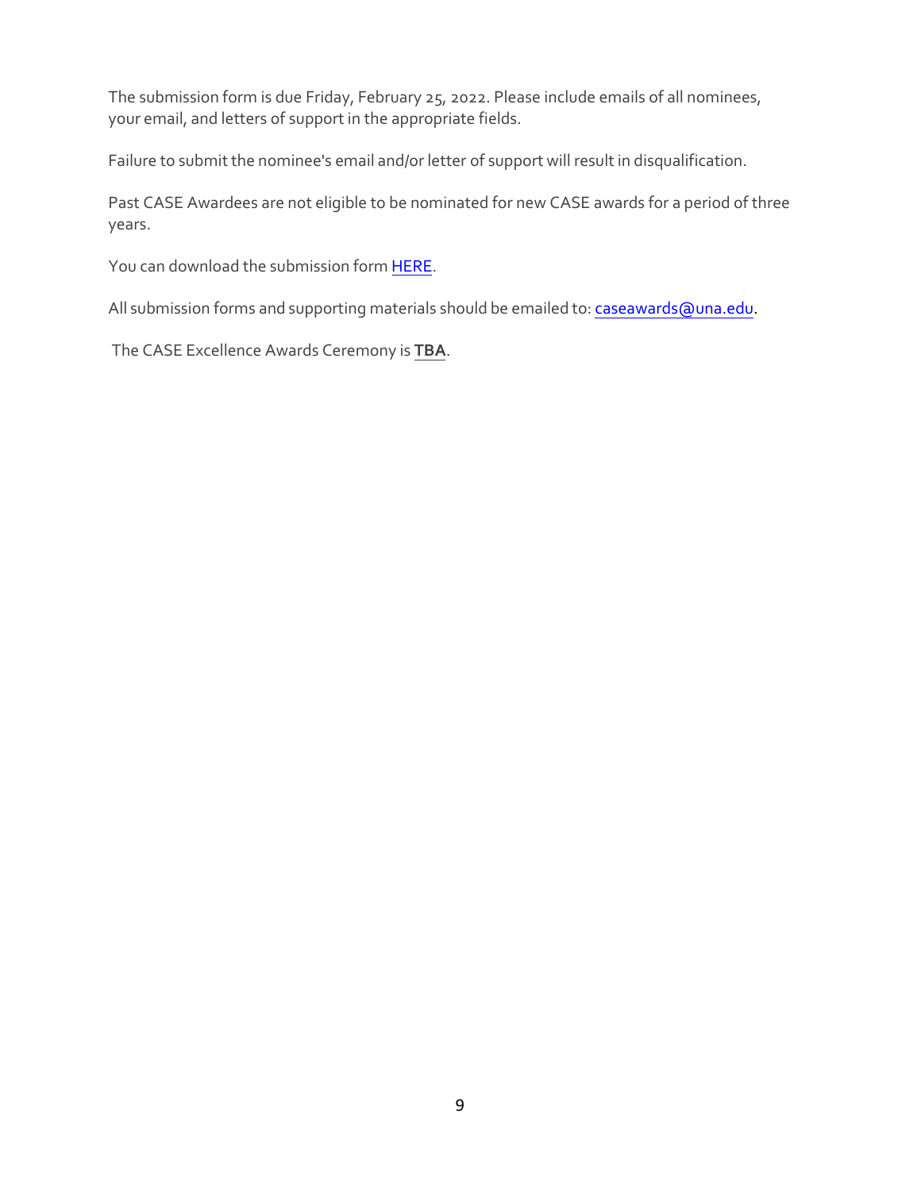The submission form is due Friday, February 25, 2022. Please include emails of all nominees, your email, and letters of support in the appropriate fields.

Failure to submit the nominee's email and/or letter of support will result in disqualification.

Past CASE Awardees are not eligible to be nominated for new CASE awards for a period of three years.

You can download the submission form HERE.

All submission forms and supporting materials should be emailed to: caseawards@una.edu.

The CASE Excellence Awards Ceremony is **TBA**.